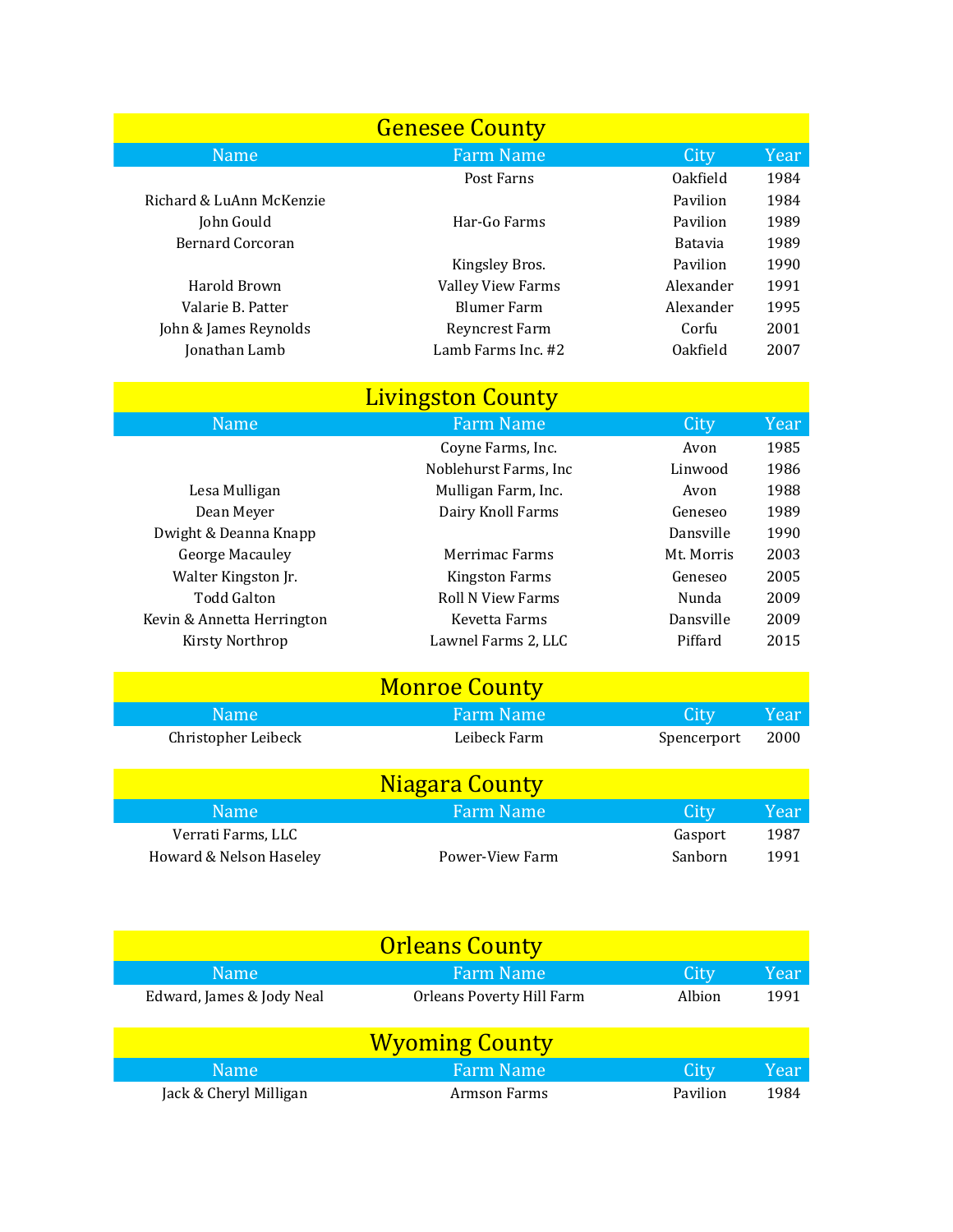## Genesee County

| Name | Farm Name | City | Year |
|---|---|---|---|
| | Post Farns | Oakfield | 1984 |
| Richard & LuAnn McKenzie | | Pavilion | 1984 |
| John Gould | Har-Go Farms | Pavilion | 1989 |
| Bernard Corcoran | | Batavia | 1989 |
| | Kingsley Bros. | Pavilion | 1990 |
| Harold Brown | Valley View Farms | Alexander | 1991 |
| Valarie B. Patter | Blumer Farm | Alexander | 1995 |
| John & James Reynolds | Reyncrest Farm | Corfu | 2001 |
| Jonathan Lamb | Lamb Farms Inc. #2 | Oakfield | 2007 |

## Livingston County

| Name | Farm Name | City | Year |
|---|---|---|---|
| | Coyne Farms, Inc. | Avon | 1985 |
| | Noblehurst Farms, Inc | Linwood | 1986 |
| Lesa Mulligan | Mulligan Farm, Inc. | Avon | 1988 |
| Dean Meyer | Dairy Knoll Farms | Geneseo | 1989 |
| Dwight & Deanna Knapp | | Dansville | 1990 |
| George Macauley | Merrimac Farms | Mt. Morris | 2003 |
| Walter Kingston Jr. | Kingston Farms | Geneseo | 2005 |
| Todd Galton | Roll N View Farms | Nunda | 2009 |
| Kevin & Annetta Herrington | Kevetta Farms | Dansville | 2009 |
| Kirsty Northrop | Lawnel Farms 2, LLC | Piffard | 2015 |

## Monroe County

| Name | Farm Name | City | Year |
|---|---|---|---|
| Christopher Leibeck | Leibeck Farm | Spencerport | 2000 |

## Niagara County

| Name | Farm Name | City | Year |
|---|---|---|---|
| Verrati Farms, LLC | | Gasport | 1987 |
| Howard & Nelson Haseley | Power-View Farm | Sanborn | 1991 |

## Orleans County

| Name | Farm Name | City | Year |
|---|---|---|---|
| Edward, James & Jody Neal | Orleans Poverty Hill Farm | Albion | 1991 |

## Wyoming County

| Name | Farm Name | City | Year |
|---|---|---|---|
| Jack & Cheryl Milligan | Armson Farms | Pavilion | 1984 |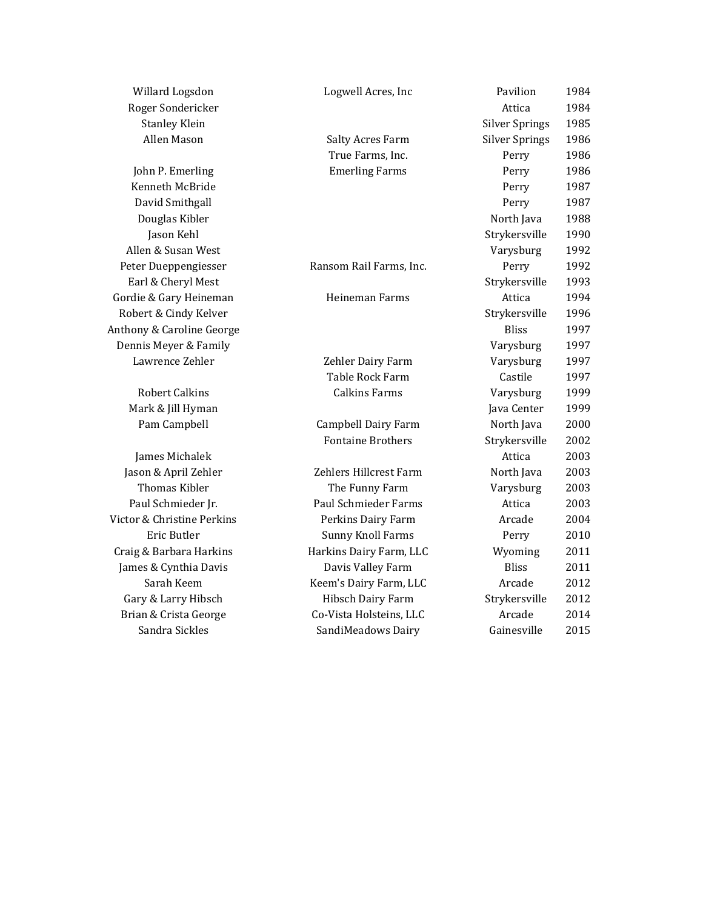| | | | |
|---|---|---|---|
| Willard Logsdon | Logwell Acres, Inc | Pavilion | 1984 |
| Roger Sondericker | | Attica | 1984 |
| Stanley Klein | | Silver Springs | 1985 |
| Allen Mason | Salty Acres Farm | Silver Springs | 1986 |
| | True Farms, Inc. | Perry | 1986 |
| John P. Emerling | Emerling Farms | Perry | 1986 |
| Kenneth McBride | | Perry | 1987 |
| David Smithgall | | Perry | 1987 |
| Douglas Kibler | | North Java | 1988 |
| Jason Kehl | | Strykersville | 1990 |
| Allen & Susan West | | Varysburg | 1992 |
| Peter Dueppengiesser | Ransom Rail Farms, Inc. | Perry | 1992 |
| Earl & Cheryl Mest | | Strykersville | 1993 |
| Gordie & Gary Heineman | Heineman Farms | Attica | 1994 |
| Robert & Cindy Kelver | | Strykersville | 1996 |
| Anthony & Caroline George | | Bliss | 1997 |
| Dennis Meyer & Family | | Varysburg | 1997 |
| Lawrence Zehler | Zehler Dairy Farm | Varysburg | 1997 |
| | Table Rock Farm | Castile | 1997 |
| Robert Calkins | Calkins Farms | Varysburg | 1999 |
| Mark & Jill Hyman | | Java Center | 1999 |
| Pam Campbell | Campbell Dairy Farm | North Java | 2000 |
| | Fontaine Brothers | Strykersville | 2002 |
| James Michalek | | Attica | 2003 |
| Jason & April Zehler | Zehlers Hillcrest Farm | North Java | 2003 |
| Thomas Kibler | The Funny Farm | Varysburg | 2003 |
| Paul Schmieder Jr. | Paul Schmieder Farms | Attica | 2003 |
| Victor & Christine Perkins | Perkins Dairy Farm | Arcade | 2004 |
| Eric Butler | Sunny Knoll Farms | Perry | 2010 |
| Craig & Barbara Harkins | Harkins Dairy Farm, LLC | Wyoming | 2011 |
| James & Cynthia Davis | Davis Valley Farm | Bliss | 2011 |
| Sarah Keem | Keem's Dairy Farm, LLC | Arcade | 2012 |
| Gary & Larry Hibsch | Hibsch Dairy Farm | Strykersville | 2012 |
| Brian & Crista George | Co-Vista Holsteins, LLC | Arcade | 2014 |
| Sandra Sickles | SandiMeadows Dairy | Gainesville | 2015 |